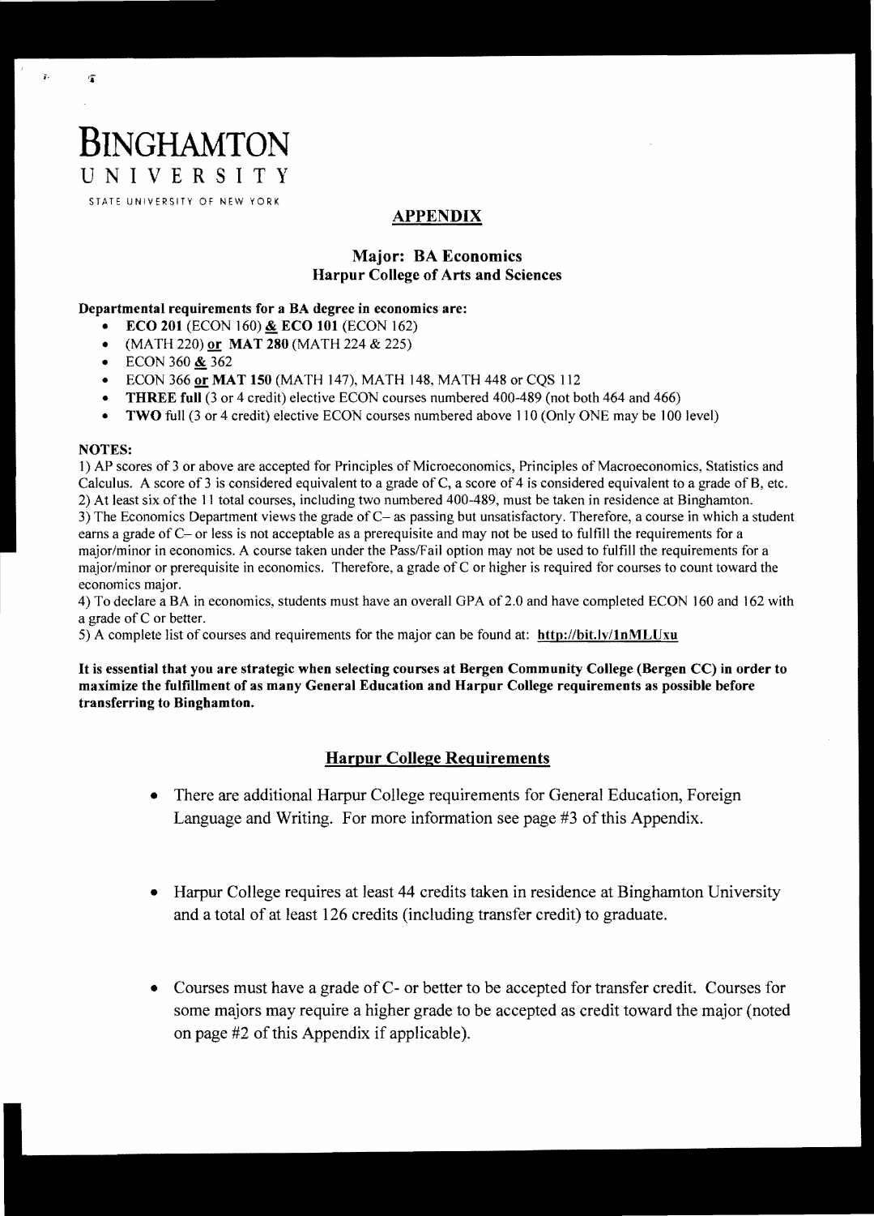# BINGHAMTON
UNIVERSITY
STATE UNIVERSITY OF NEW YORK

## APPENDIX

### Major: BA Economics
### Harpur College of Arts and Sciences

**Departmental requirements for a BA degree in economics are:**

- **ECO 201** (ECON 160) **&** **ECO 101** (ECON 162)
- (MATH 220) **or** **MAT 280** (MATH 224 & 225)
- ECON 360 **&** 362
- ECON 366 **or** **MAT 150** (MATH 147), MATH 148, MATH 448 or CQS 112
- **THREE full** (3 or 4 credit) elective ECON courses numbered 400-489 (not both 464 and 466)
- **TWO** full (3 or 4 credit) elective ECON courses numbered above 110 (Only ONE may be 100 level)

**NOTES:**

1) AP scores of 3 or above are accepted for Principles of Microeconomics, Principles of Macroeconomics, Statistics and Calculus. A score of 3 is considered equivalent to a grade of C, a score of 4 is considered equivalent to a grade of B, etc.
2) At least six of the 11 total courses, including two numbered 400-489, must be taken in residence at Binghamton.
3) The Economics Department views the grade of C– as passing but unsatisfactory. Therefore, a course in which a student earns a grade of C– or less is not acceptable as a prerequisite and may not be used to fulfill the requirements for a major/minor in economics. A course taken under the Pass/Fail option may not be used to fulfill the requirements for a major/minor or prerequisite in economics. Therefore, a grade of C or higher is required for courses to count toward the economics major.
4) To declare a BA in economics, students must have an overall GPA of 2.0 and have completed ECON 160 and 162 with a grade of C or better.
5) A complete list of courses and requirements for the major can be found at: **http://bit.ly/1nMLUxu**

**It is essential that you are strategic when selecting courses at Bergen Community College (Bergen CC) in order to maximize the fulfillment of as many General Education and Harpur College requirements as possible before transferring to Binghamton.**

## Harpur College Requirements

- There are additional Harpur College requirements for General Education, Foreign Language and Writing. For more information see page #3 of this Appendix.
- Harpur College requires at least 44 credits taken in residence at Binghamton University and a total of at least 126 credits (including transfer credit) to graduate.
- Courses must have a grade of C- or better to be accepted for transfer credit. Courses for some majors may require a higher grade to be accepted as credit toward the major (noted on page #2 of this Appendix if applicable).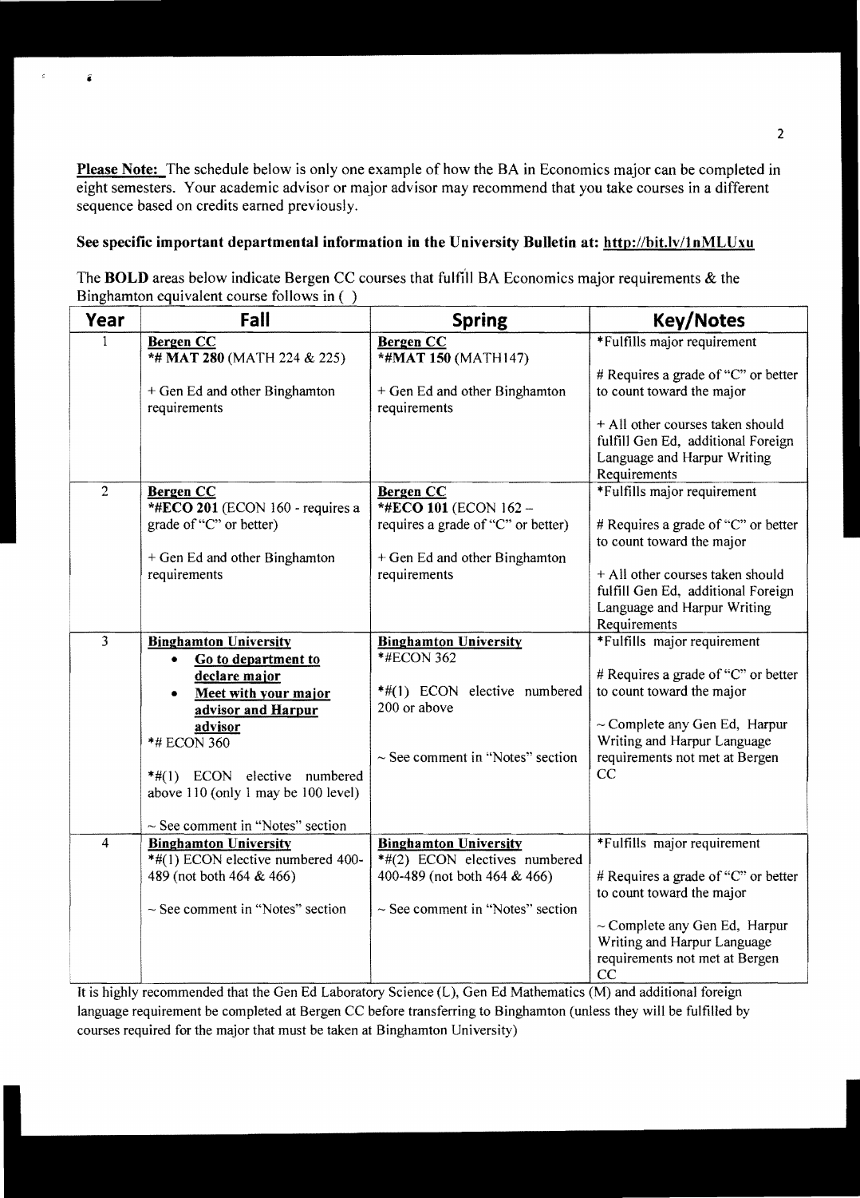**Please Note:** The schedule below is only one example of how the BA in Economics major can be completed in eight semesters. Your academic advisor or major advisor may recommend that you take courses in a different sequence based on credits earned previously.

**See specific important departmental information in the University Bulletin at: http://bit.ly/1nMLUxu**

The **BOLD** areas below indicate Bergen CC courses that fulfill BA Economics major requirements & the Binghamton equivalent course follows in ( )

| Year | Fall | Spring | Key/Notes |
|---|---|---|---|
| 1 | **Bergen CC**<br>**\*# MAT 280** (MATH 224 & 225)<br><br>+ Gen Ed and other Binghamton requirements | **Bergen CC**<br>**\*#MAT 150** (MATH147)<br><br>+ Gen Ed and other Binghamton requirements | \*Fulfills major requirement<br><br># Requires a grade of "C" or better to count toward the major<br><br>+ All other courses taken should fulfill Gen Ed, additional Foreign Language and Harpur Writing Requirements |
| 2 | **Bergen CC**<br>**\*#ECO 201** (ECON 160 - requires a grade of "C" or better)<br><br>+ Gen Ed and other Binghamton requirements | **Bergen CC**<br>**\*#ECO 101** (ECON 162 – requires a grade of "C" or better)<br><br>+ Gen Ed and other Binghamton requirements | \*Fulfills major requirement<br><br># Requires a grade of "C" or better to count toward the major<br><br>+ All other courses taken should fulfill Gen Ed, additional Foreign Language and Harpur Writing Requirements |
| 3 | **Binghamton University**<br>• **Go to department to declare major**<br>• **Meet with your major advisor and Harpur advisor**<br>\*# ECON 360<br><br>\*#(1) ECON elective numbered above 110 (only 1 may be 100 level)<br><br>~ See comment in "Notes" section | **Binghamton University**<br>\*#ECON 362<br><br>\*#(1) ECON elective numbered 200 or above<br><br>~ See comment in "Notes" section | \*Fulfills major requirement<br><br># Requires a grade of "C" or better to count toward the major<br><br>~ Complete any Gen Ed, Harpur Writing and Harpur Language requirements not met at Bergen CC |
| 4 | **Binghamton University**<br>\*#(1) ECON elective numbered 400-489 (not both 464 & 466)<br><br>~ See comment in "Notes" section | **Binghamton University**<br>\*#(2) ECON electives numbered 400-489 (not both 464 & 466)<br><br>~ See comment in "Notes" section | \*Fulfills major requirement<br><br># Requires a grade of "C" or better to count toward the major<br><br>~ Complete any Gen Ed, Harpur Writing and Harpur Language requirements not met at Bergen CC |

It is highly recommended that the Gen Ed Laboratory Science (L), Gen Ed Mathematics (M) and additional foreign language requirement be completed at Bergen CC before transferring to Binghamton (unless they will be fulfilled by courses required for the major that must be taken at Binghamton University)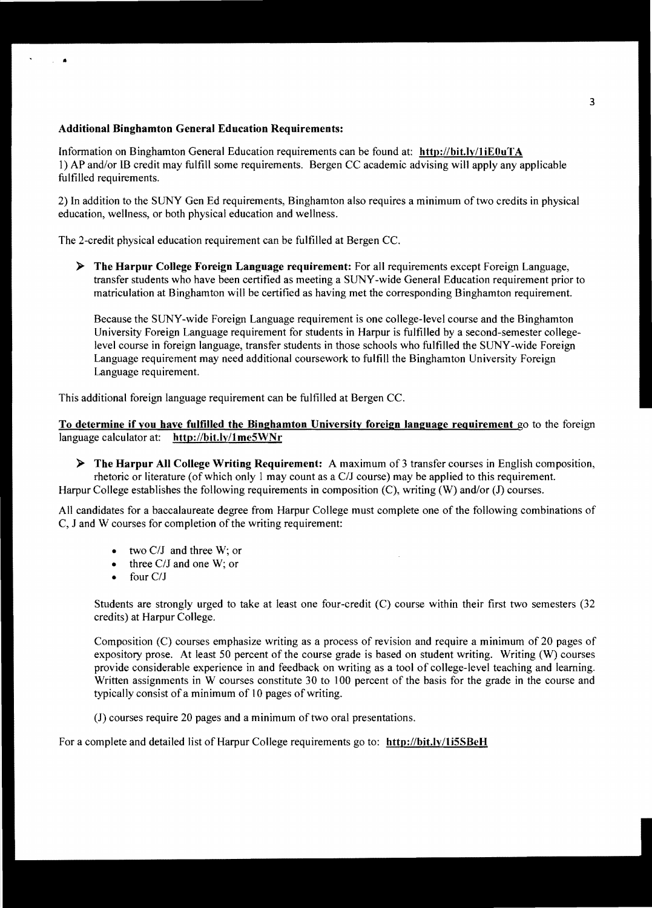**Additional Binghamton General Education Requirements:**

Information on Binghamton General Education requirements can be found at: **http://bit.ly/1iE0uTA**

1) AP and/or IB credit may fulfill some requirements. Bergen CC academic advising will apply any applicable fulfilled requirements.

2) In addition to the SUNY Gen Ed requirements, Binghamton also requires a minimum of two credits in physical education, wellness, or both physical education and wellness.

The 2-credit physical education requirement can be fulfilled at Bergen CC.

- **The Harpur College Foreign Language requirement:** For all requirements except Foreign Language, transfer students who have been certified as meeting a SUNY-wide General Education requirement prior to matriculation at Binghamton will be certified as having met the corresponding Binghamton requirement.

  Because the SUNY-wide Foreign Language requirement is one college-level course and the Binghamton University Foreign Language requirement for students in Harpur is fulfilled by a second-semester college-level course in foreign language, transfer students in those schools who fulfilled the SUNY-wide Foreign Language requirement may need additional coursework to fulfill the Binghamton University Foreign Language requirement.

This additional foreign language requirement can be fulfilled at Bergen CC.

**To determine if you have fulfilled the Binghamton University foreign language requirement** go to the foreign language calculator at: **http://bit.ly/1me5WNr**

- **The Harpur All College Writing Requirement:** A maximum of 3 transfer courses in English composition, rhetoric or literature (of which only 1 may count as a C/J course) may be applied to this requirement.

Harpur College establishes the following requirements in composition (C), writing (W) and/or (J) courses.

All candidates for a baccalaureate degree from Harpur College must complete one of the following combinations of C, J and W courses for completion of the writing requirement:

- two C/J and three W; or
- three C/J and one W; or
- four C/J

Students are strongly urged to take at least one four-credit (C) course within their first two semesters (32 credits) at Harpur College.

Composition (C) courses emphasize writing as a process of revision and require a minimum of 20 pages of expository prose. At least 50 percent of the course grade is based on student writing. Writing (W) courses provide considerable experience in and feedback on writing as a tool of college-level teaching and learning. Written assignments in W courses constitute 30 to 100 percent of the basis for the grade in the course and typically consist of a minimum of 10 pages of writing.

(J) courses require 20 pages and a minimum of two oral presentations.

For a complete and detailed list of Harpur College requirements go to: **http://bit.ly/1i5SBeH**